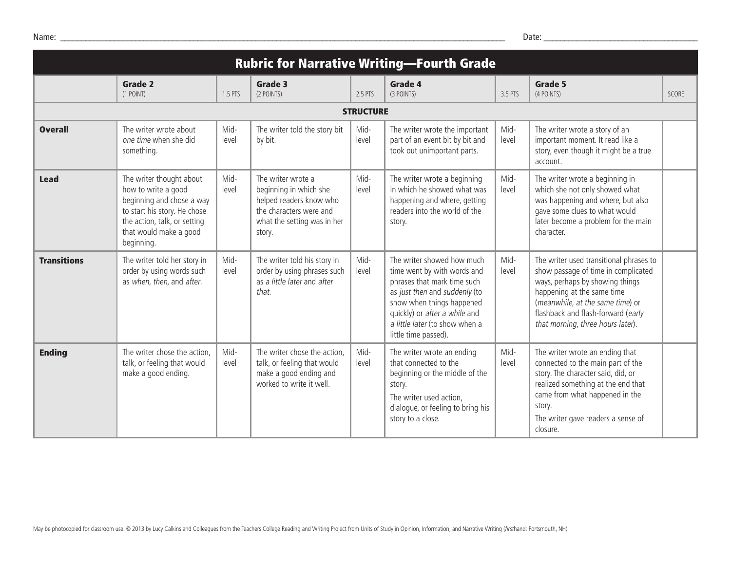Name: ______________________________ Date: ______________________________

# Rubric for Narrative Writing—Fourth Grade

| | Grade 2 (1 POINT) | 1.5 PTS | Grade 3 (2 POINTS) | 2.5 PTS | Grade 4 (3 POINTS) | 3.5 PTS | Grade 5 (4 POINTS) | SCORE |
|---|---|---|---|---|---|---|---|---|
| | | | | **STRUCTURE** | | | | |
| **Overall** | The writer wrote about *one time* when she did something. | Mid-level | The writer told the story bit by bit. | Mid-level | The writer wrote the important part of an event bit by bit and took out unimportant parts. | Mid-level | The writer wrote a story of an important moment. It read like a story, even though it might be a true account. | |
| **Lead** | The writer thought about how to write a good beginning and chose a way to start his story. He chose the action, talk, or setting that would make a good beginning. | Mid-level | The writer wrote a beginning in which she helped readers know who the characters were and what the setting was in her story. | Mid-level | The writer wrote a beginning in which he showed what was happening and where, getting readers into the world of the story. | Mid-level | The writer wrote a beginning in which she not only showed what was happening and where, but also gave some clues to what would later become a problem for the main character. | |
| **Transitions** | The writer told her story in order by using words such as *when*, *then*, and *after*. | Mid-level | The writer told his story in order by using phrases such as *a little later* and *after that*. | Mid-level | The writer showed how much time went by with words and phrases that mark time such as *just then* and *suddenly* (to show when things happened quickly) or *after a while* and *a little later* (to show when a little time passed). | Mid-level | The writer used transitional phrases to show passage of time in complicated ways, perhaps by showing things happening at the same time (*meanwhile, at the same time*) or flashback and flash-forward (*early that morning, three hours later*). | |
| **Ending** | The writer chose the action, talk, or feeling that would make a good ending. | Mid-level | The writer chose the action, talk, or feeling that would make a good ending and worked to write it well. | Mid-level | The writer wrote an ending that connected to the beginning or the middle of the story. The writer used action, dialogue, or feeling to bring his story to a close. | Mid-level | The writer wrote an ending that connected to the main part of the story. The character said, did, or realized something at the end that came from what happened in the story. The writer gave readers a sense of closure. | |

May be photocopied for classroom use. © 2013 by Lucy Calkins and Colleagues from the Teachers College Reading and Writing Project from Units of Study in Opinion, Information, and Narrative Writing (*first*hand: Portsmouth, NH).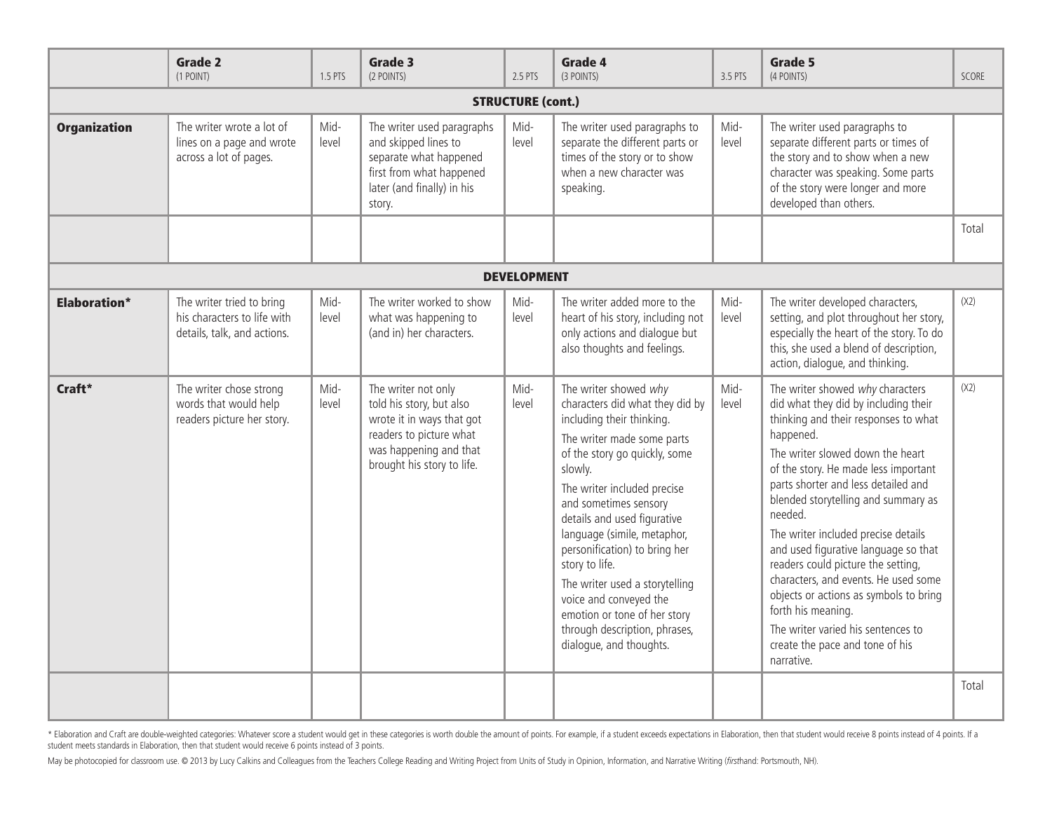| | Grade 2 (1 POINT) | 1.5 PTS | Grade 3 (2 POINTS) | 2.5 PTS | Grade 4 (3 POINTS) | 3.5 PTS | Grade 5 (4 POINTS) | SCORE |
|---|---|---|---|---|---|---|---|---|
| **STRUCTURE (cont.)** | | | | | | | | |
| **Organization** | The writer wrote a lot of lines on a page and wrote across a lot of pages. | Mid-level | The writer used paragraphs and skipped lines to separate what happened first from what happened later (and finally) in his story. | Mid-level | The writer used paragraphs to separate the different parts or times of the story or to show when a new character was speaking. | Mid-level | The writer used paragraphs to separate different parts or times of the story and to show when a new character was speaking. Some parts of the story were longer and more developed than others. | |
| | | | | | | | | Total |
| **DEVELOPMENT** | | | | | | | | |
| **Elaboration*** | The writer tried to bring his characters to life with details, talk, and actions. | Mid-level | The writer worked to show what was happening to (and in) her characters. | Mid-level | The writer added more to the heart of his story, including not only actions and dialogue but also thoughts and feelings. | Mid-level | The writer developed characters, setting, and plot throughout her story, especially the heart of the story. To do this, she used a blend of description, action, dialogue, and thinking. | (X2) |
| **Craft*** | The writer chose strong words that would help readers picture her story. | Mid-level | The writer not only told his story, but also wrote it in ways that got readers to picture what was happening and that brought his story to life. | Mid-level | The writer showed *why* characters did what they did by including their thinking. The writer made some parts of the story go quickly, some slowly. The writer included precise and sometimes sensory details and used figurative language (simile, metaphor, personification) to bring her story to life. The writer used a storytelling voice and conveyed the emotion or tone of her story through description, phrases, dialogue, and thoughts. | Mid-level | The writer showed *why* characters did what they did by including their thinking and their responses to what happened. The writer slowed down the heart of the story. He made less important parts shorter and less detailed and blended storytelling and summary as needed. The writer included precise details and used figurative language so that readers could picture the setting, characters, and events. He used some objects or actions as symbols to bring forth his meaning. The writer varied his sentences to create the pace and tone of his narrative. | (X2) |
| | | | | | | | | Total |

* Elaboration and Craft are double-weighted categories: Whatever score a student would get in these categories is worth double the amount of points. For example, if a student exceeds expectations in Elaboration, then that student would receive 8 points instead of 4 points. If a student meets standards in Elaboration, then that student would receive 6 points instead of 3 points.

May be photocopied for classroom use. © 2013 by Lucy Calkins and Colleagues from the Teachers College Reading and Writing Project from Units of Study in Opinion, Information, and Narrative Writing (*first*hand: Portsmouth, NH).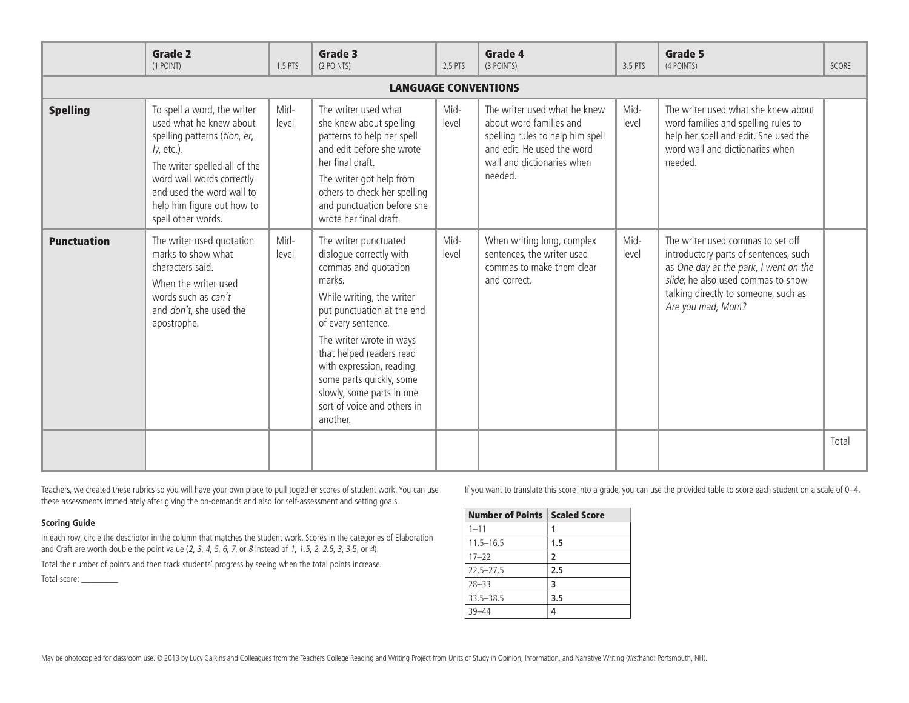| | Grade 2 (1 POINT) | 1.5 PTS | Grade 3 (2 POINTS) | 2.5 PTS | Grade 4 (3 POINTS) | 3.5 PTS | Grade 5 (4 POINTS) | SCORE |
|---|---|---|---|---|---|---|---|---|
| **LANGUAGE CONVENTIONS** | | | | | | | | |
| **Spelling** | To spell a word, the writer used what he knew about spelling patterns (*tion, er, ly*, etc.). The writer spelled all of the word wall words correctly and used the word wall to help him figure out how to spell other words. | Mid-level | The writer used what she knew about spelling patterns to help her spell and edit before she wrote her final draft. The writer got help from others to check her spelling and punctuation before she wrote her final draft. | Mid-level | The writer used what he knew about word families and spelling rules to help him spell and edit. He used the word wall and dictionaries when needed. | Mid-level | The writer used what she knew about word families and spelling rules to help her spell and edit. She used the word wall and dictionaries when needed. | |
| **Punctuation** | The writer used quotation marks to show what characters said. When the writer used words such as *can't* and *don't*, she used the apostrophe. | Mid-level | The writer punctuated dialogue correctly with commas and quotation marks. While writing, the writer put punctuation at the end of every sentence. The writer wrote in ways that helped readers read with expression, reading some parts quickly, some slowly, some parts in one sort of voice and others in another. | Mid-level | When writing long, complex sentences, the writer used commas to make them clear and correct. | Mid-level | The writer used commas to set off introductory parts of sentences, such as *One day at the park, I went on the slide*; he also used commas to show talking directly to someone, such as *Are you mad, Mom?* | |
| | | | | | | | | Total |

Teachers, we created these rubrics so you will have your own place to pull together scores of student work. You can use these assessments immediately after giving the on-demands and also for self-assessment and setting goals.

**Scoring Guide**

In each row, circle the descriptor in the column that matches the student work. Scores in the categories of Elaboration and Craft are worth double the point value (*2*, *3*, *4*, *5*, *6*, *7*, or *8* instead of *1*, *1.5*, *2*, *2.5*, *3*, *3.5*, or *4*).

Total the number of points and then track students' progress by seeing when the total points increase.

Total score: _________

If you want to translate this score into a grade, you can use the provided table to score each student on a scale of 0–4.

| Number of Points | Scaled Score |
|---|---|
| 1–11 | **1** |
| 11.5–16.5 | **1.5** |
| 17–22 | **2** |
| 22.5–27.5 | **2.5** |
| 28–33 | **3** |
| 33.5–38.5 | **3.5** |
| 39–44 | **4** |

May be photocopied for classroom use. © 2013 by Lucy Calkins and Colleagues from the Teachers College Reading and Writing Project from Units of Study in Opinion, Information, and Narrative Writing (*first*hand: Portsmouth, NH).